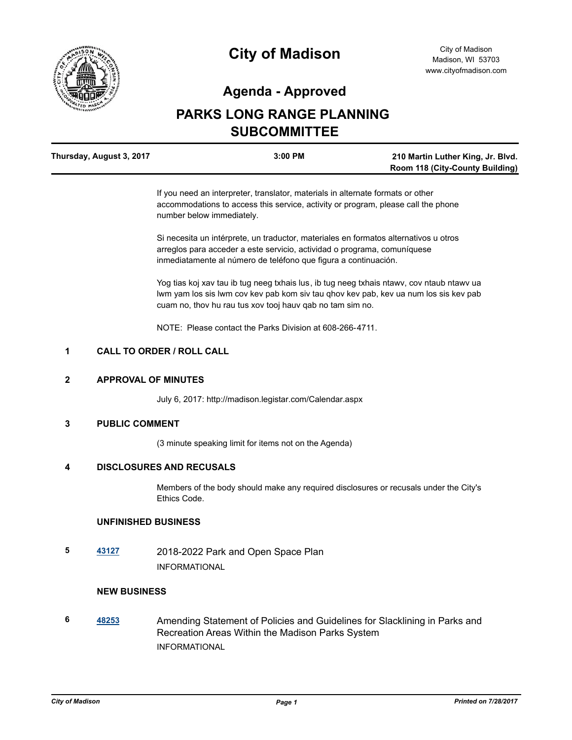# City of Madison

City of Madison
Madison, WI 53703
www.cityofmadison.com

## Agenda - Approved

# PARKS LONG RANGE PLANNING SUBCOMMITTEE

| Thursday, August 3, 2017 | 3:00 PM | 210 Martin Luther King, Jr. Blvd. Room 118 (City-County Building) |
|---|---|---|

If you need an interpreter, translator, materials in alternate formats or other accommodations to access this service, activity or program, please call the phone number below immediately.

Si necesita un intérprete, un traductor, materiales en formatos alternativos u otros arreglos para acceder a este servicio, actividad o programa, comuníquese inmediatamente al número de teléfono que figura a continuación.

Yog tias koj xav tau ib tug neeg txhais lus, ib tug neeg txhais ntawv, cov ntaub ntawv ua lwm yam los sis lwm cov kev pab kom siv tau qhov kev pab, kev ua num los sis kev pab cuam no, thov hu rau tus xov tooj hauv qab no tam sim no.

NOTE: Please contact the Parks Division at 608-266-4711.

**1 CALL TO ORDER / ROLL CALL**

**2 APPROVAL OF MINUTES**

July 6, 2017: http://madison.legistar.com/Calendar.aspx

**3 PUBLIC COMMENT**

(3 minute speaking limit for items not on the Agenda)

**4 DISCLOSURES AND RECUSALS**

Members of the body should make any required disclosures or recusals under the City's Ethics Code.

**UNFINISHED BUSINESS**

**5** [43127](43127) 2018-2022 Park and Open Space Plan

INFORMATIONAL

**NEW BUSINESS**

**6** [48253](48253) Amending Statement of Policies and Guidelines for Slacklining in Parks and Recreation Areas Within the Madison Parks System

INFORMATIONAL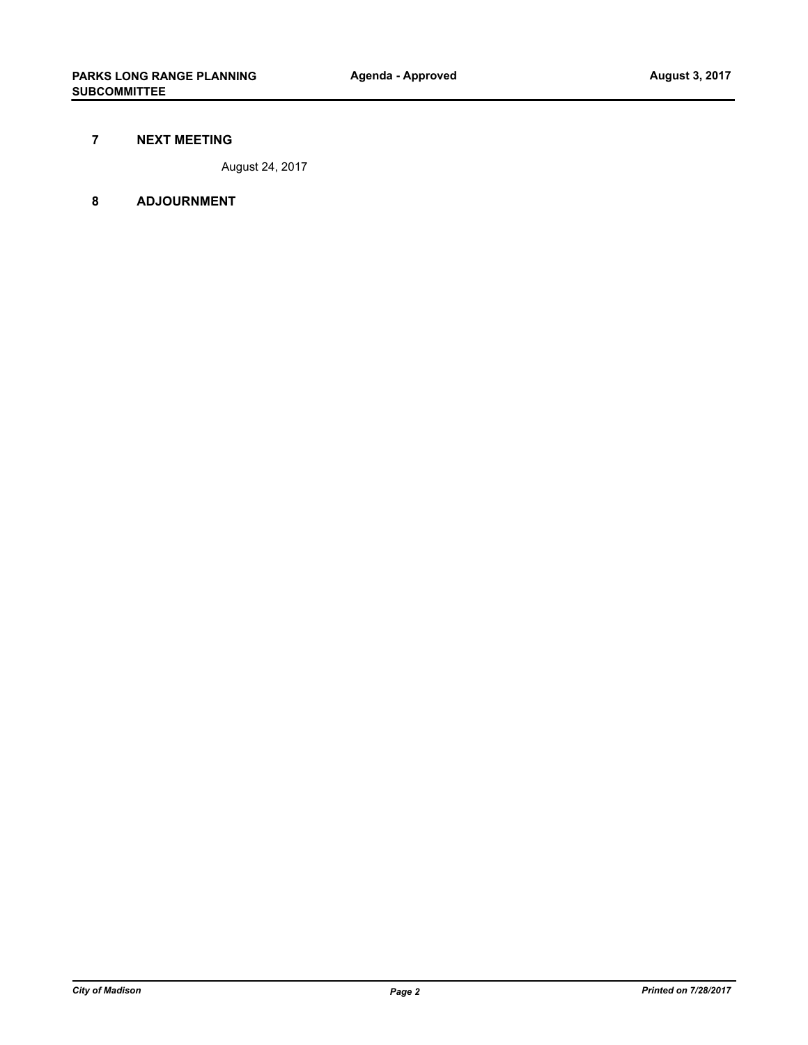## 7 NEXT MEETING

August 24, 2017

## 8 ADJOURNMENT